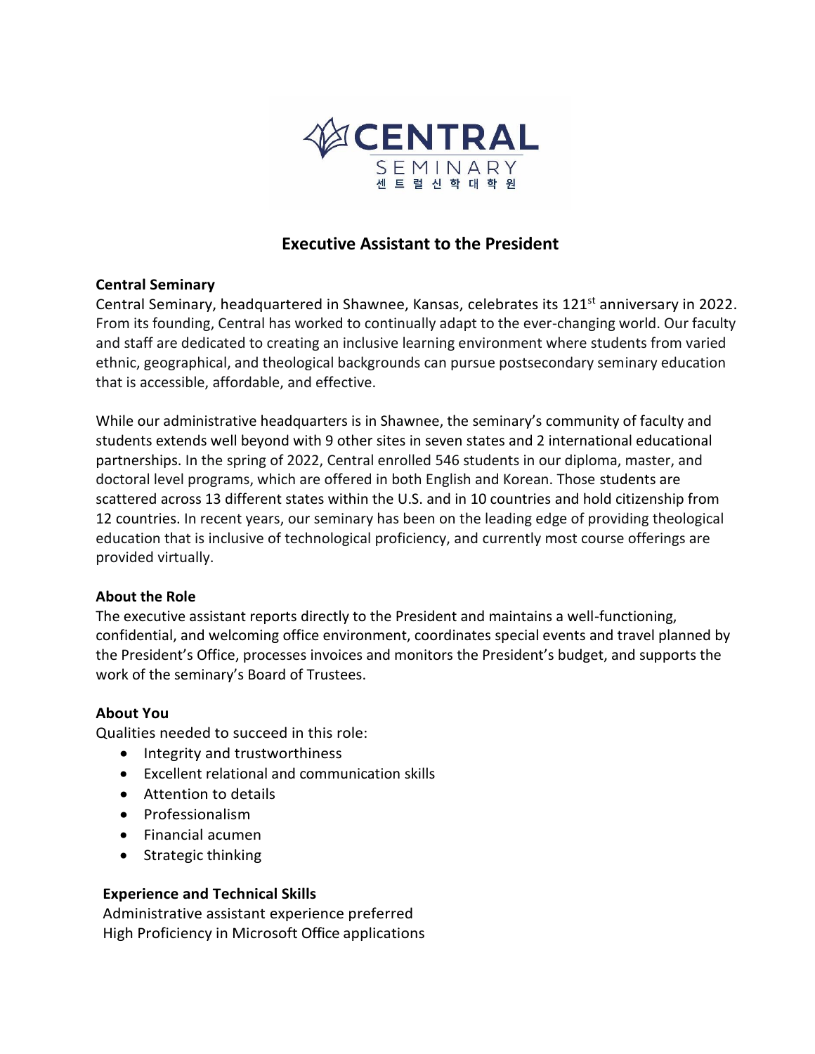CENTRAL
SEMINARY
센 트 럴 신 학 대 학 원

# Executive Assistant to the President

**Central Seminary**

Central Seminary, headquartered in Shawnee, Kansas, celebrates its 121st anniversary in 2022. From its founding, Central has worked to continually adapt to the ever-changing world. Our faculty and staff are dedicated to creating an inclusive learning environment where students from varied ethnic, geographical, and theological backgrounds can pursue postsecondary seminary education that is accessible, affordable, and effective.

While our administrative headquarters is in Shawnee, the seminary's community of faculty and students extends well beyond with 9 other sites in seven states and 2 international educational partnerships. In the spring of 2022, Central enrolled 546 students in our diploma, master, and doctoral level programs, which are offered in both English and Korean. Those students are scattered across 13 different states within the U.S. and in 10 countries and hold citizenship from 12 countries. In recent years, our seminary has been on the leading edge of providing theological education that is inclusive of technological proficiency, and currently most course offerings are provided virtually.

**About the Role**

The executive assistant reports directly to the President and maintains a well-functioning, confidential, and welcoming office environment, coordinates special events and travel planned by the President's Office, processes invoices and monitors the President's budget, and supports the work of the seminary's Board of Trustees.

**About You**

Qualities needed to succeed in this role:

- Integrity and trustworthiness
- Excellent relational and communication skills
- Attention to details
- Professionalism
- Financial acumen
- Strategic thinking

**Experience and Technical Skills**

Administrative assistant experience preferred
High Proficiency in Microsoft Office applications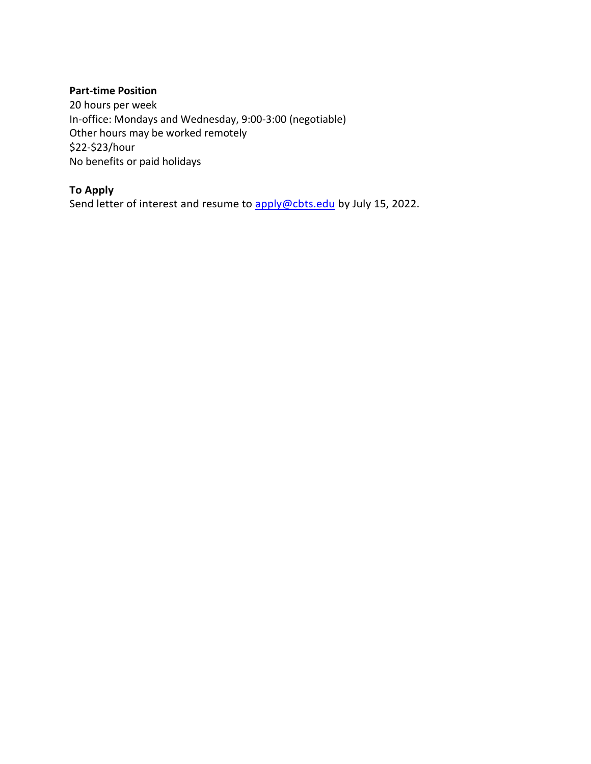**Part-time Position**

20 hours per week
In-office: Mondays and Wednesday, 9:00-3:00 (negotiable)
Other hours may be worked remotely
$22-$23/hour
No benefits or paid holidays

**To Apply**

Send letter of interest and resume to [apply@cbts.edu](mailto:apply@cbts.edu) by July 15, 2022.